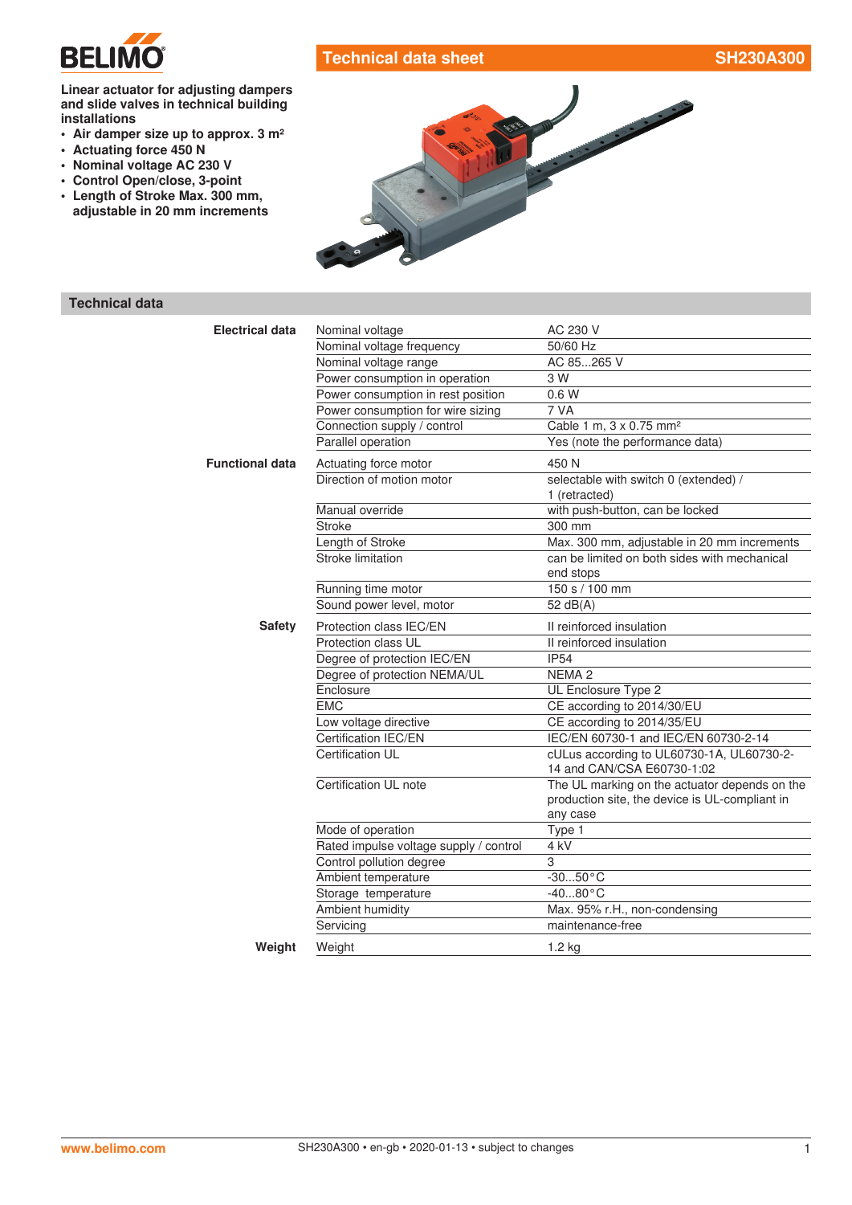# Technical data sheet SH230A300

**Linear actuator for adjusting dampers and slide valves in technical building installations**

- **Air damper size up to approx. 3 m²**
- **Actuating force 450 N**
- **Nominal voltage AC 230 V**
- **Control Open/close, 3-point**
- **Length of Stroke Max. 300 mm, adjustable in 20 mm increments**

## Technical data

| | | |
|---|---|---|
| **Electrical data** | Nominal voltage | AC 230 V |
| | Nominal voltage frequency | 50/60 Hz |
| | Nominal voltage range | AC 85...265 V |
| | Power consumption in operation | 3 W |
| | Power consumption in rest position | 0.6 W |
| | Power consumption for wire sizing | 7 VA |
| | Connection supply / control | Cable 1 m, 3 x 0.75 mm² |
| | Parallel operation | Yes (note the performance data) |
| **Functional data** | Actuating force motor | 450 N |
| | Direction of motion motor | selectable with switch 0 (extended) / 1 (retracted) |
| | Manual override | with push-button, can be locked |
| | Stroke | 300 mm |
| | Length of Stroke | Max. 300 mm, adjustable in 20 mm increments |
| | Stroke limitation | can be limited on both sides with mechanical end stops |
| | Running time motor | 150 s / 100 mm |
| | Sound power level, motor | 52 dB(A) |
| **Safety** | Protection class IEC/EN | II reinforced insulation |
| | Protection class UL | II reinforced insulation |
| | Degree of protection IEC/EN | IP54 |
| | Degree of protection NEMA/UL | NEMA 2 |
| | Enclosure | UL Enclosure Type 2 |
| | EMC | CE according to 2014/30/EU |
| | Low voltage directive | CE according to 2014/35/EU |
| | Certification IEC/EN | IEC/EN 60730-1 and IEC/EN 60730-2-14 |
| | Certification UL | cULus according to UL60730-1A, UL60730-2-14 and CAN/CSA E60730-1:02 |
| | Certification UL note | The UL marking on the actuator depends on the production site, the device is UL-compliant in any case |
| | Mode of operation | Type 1 |
| | Rated impulse voltage supply / control | 4 kV |
| | Control pollution degree | 3 |
| | Ambient temperature | -30...50°C |
| | Storage temperature | -40...80°C |
| | Ambient humidity | Max. 95% r.H., non-condensing |
| | Servicing | maintenance-free |
| **Weight** | Weight | 1.2 kg |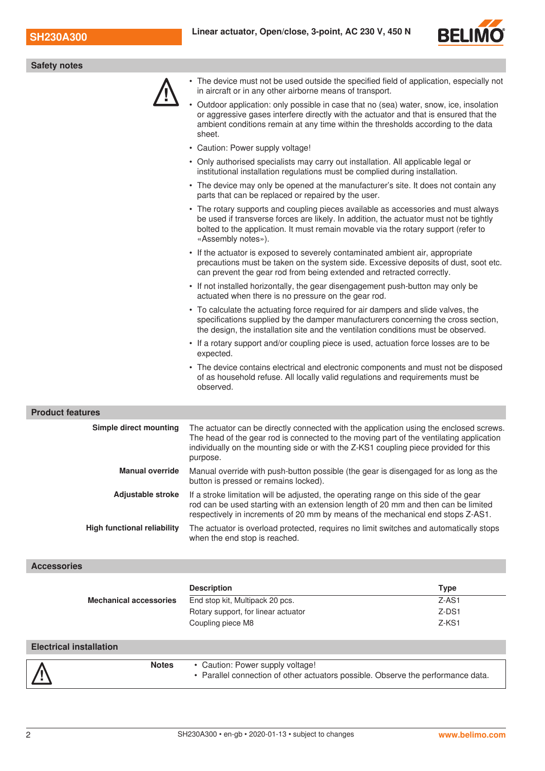## Safety notes

- The device must not be used outside the specified field of application, especially not in aircraft or in any other airborne means of transport.
- Outdoor application: only possible in case that no (sea) water, snow, ice, insolation or aggressive gases interfere directly with the actuator and that is ensured that the ambient conditions remain at any time within the thresholds according to the data sheet.
- Caution: Power supply voltage!
- Only authorised specialists may carry out installation. All applicable legal or institutional installation regulations must be complied during installation.
- The device may only be opened at the manufacturer's site. It does not contain any parts that can be replaced or repaired by the user.
- The rotary supports and coupling pieces available as accessories and must always be used if transverse forces are likely. In addition, the actuator must not be tightly bolted to the application. It must remain movable via the rotary support (refer to «Assembly notes»).
- If the actuator is exposed to severely contaminated ambient air, appropriate precautions must be taken on the system side. Excessive deposits of dust, soot etc. can prevent the gear rod from being extended and retracted correctly.
- If not installed horizontally, the gear disengagement push-button may only be actuated when there is no pressure on the gear rod.
- To calculate the actuating force required for air dampers and slide valves, the specifications supplied by the damper manufacturers concerning the cross section, the design, the installation site and the ventilation conditions must be observed.
- If a rotary support and/or coupling piece is used, actuation force losses are to be expected.
- The device contains electrical and electronic components and must not be disposed of as household refuse. All locally valid regulations and requirements must be observed.

## Product features

**Simple direct mounting**
The actuator can be directly connected with the application using the enclosed screws. The head of the gear rod is connected to the moving part of the ventilating application individually on the mounting side or with the Z-KS1 coupling piece provided for this purpose.

**Manual override**
Manual override with push-button possible (the gear is disengaged for as long as the button is pressed or remains locked).

**Adjustable stroke**
If a stroke limitation will be adjusted, the operating range on this side of the gear rod can be used starting with an extension length of 20 mm and then can be limited respectively in increments of 20 mm by means of the mechanical end stops Z-AS1.

**High functional reliability**
The actuator is overload protected, requires no limit switches and automatically stops when the end stop is reached.

## Accessories

| | Description | Type |
|---|---|---|
| **Mechanical accessories** | End stop kit, Multipack 20 pcs. | Z-AS1 |
| | Rotary support, for linear actuator | Z-DS1 |
| | Coupling piece M8 | Z-KS1 |

## Electrical installation

**Notes**

- Caution: Power supply voltage!
- Parallel connection of other actuators possible. Observe the performance data.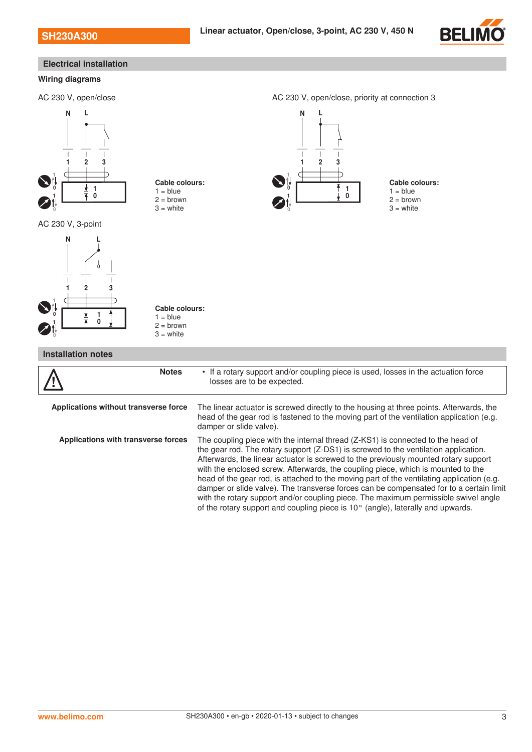## Electrical installation

### Wiring diagrams

AC 230 V, open/close

**Cable colours:**
1 = blue
2 = brown
3 = white

AC 230 V, open/close, priority at connection 3

**Cable colours:**
1 = blue
2 = brown
3 = white

AC 230 V, 3-point

**Cable colours:**
1 = blue
2 = brown
3 = white

## Installation notes

| | |
|---|---|
| **Notes** | • If a rotary support and/or coupling piece is used, losses in the actuation force losses are to be expected. |

**Applications without transverse force**

The linear actuator is screwed directly to the housing at three points. Afterwards, the head of the gear rod is fastened to the moving part of the ventilation application (e.g. damper or slide valve).

**Applications with transverse forces**

The coupling piece with the internal thread (Z-KS1) is connected to the head of the gear rod. The rotary support (Z-DS1) is screwed to the ventilation application. Afterwards, the linear actuator is screwed to the previously mounted rotary support with the enclosed screw. Afterwards, the coupling piece, which is mounted to the head of the gear rod, is attached to the moving part of the ventilating application (e.g. damper or slide valve). The transverse forces can be compensated for to a certain limit with the rotary support and/or coupling piece. The maximum permissible swivel angle of the rotary support and coupling piece is 10° (angle), laterally and upwards.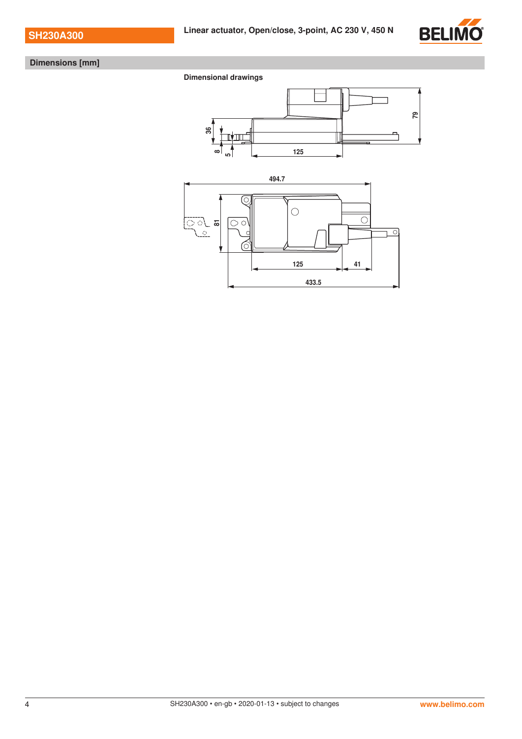## Dimensions [mm]

**Dimensional drawings**

36

8

5

125

79

494.7

81

125

41

433.5